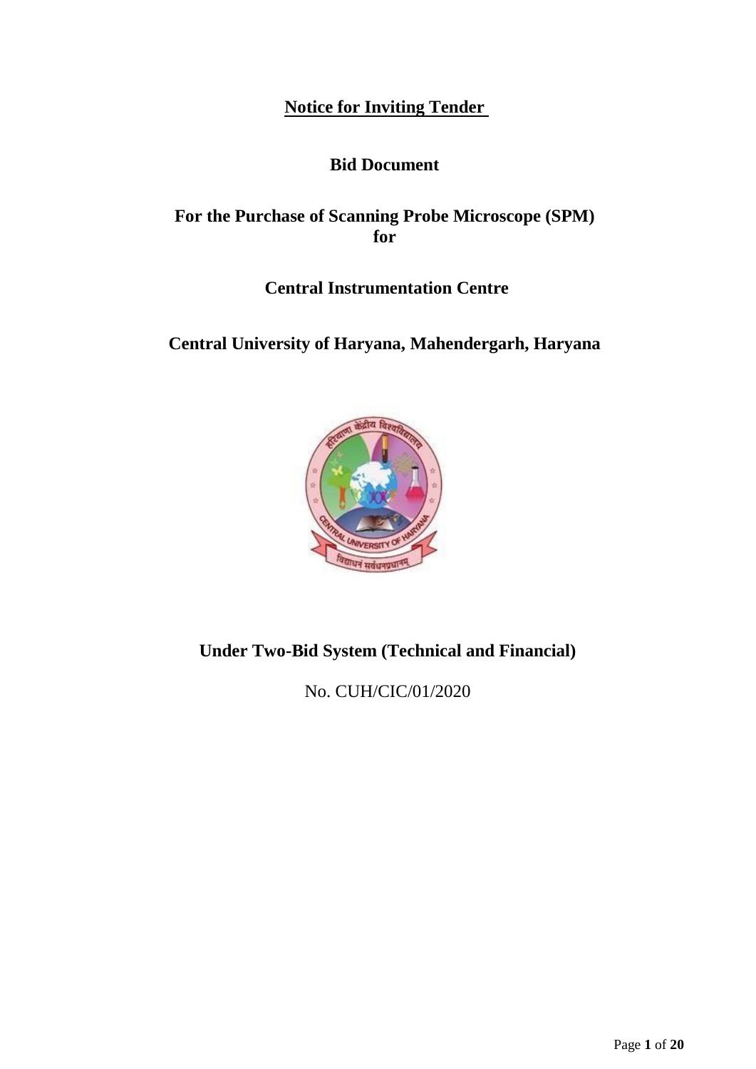# Notice for Inviting Tender

## Bid Document

## For the Purchase of Scanning Probe Microscope (SPM) for

## Central Instrumentation Centre

## Central University of Haryana, Mahendergarh, Haryana

## Under Two-Bid System (Technical and Financial)

No. CUH/CIC/01/2020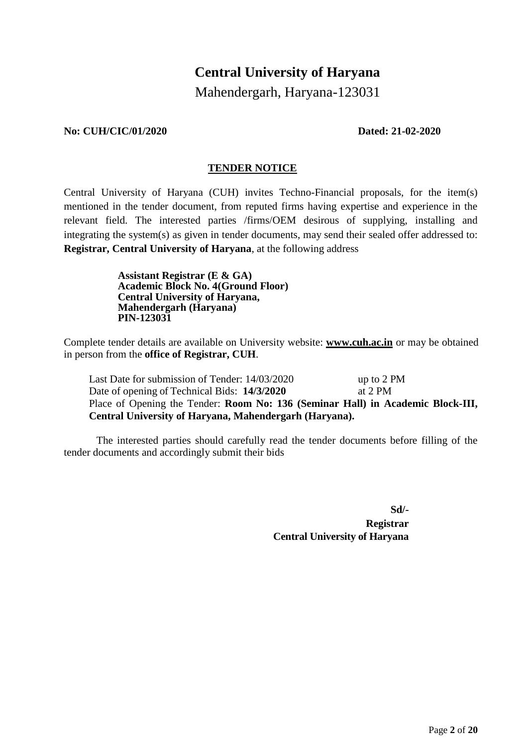# Central University of Haryana

Mahendergarh, Haryana-123031

**No: CUH/CIC/01/2020** **Dated: 21-02-2020**

## TENDER NOTICE

Central University of Haryana (CUH) invites Techno-Financial proposals, for the item(s) mentioned in the tender document, from reputed firms having expertise and experience in the relevant field. The interested parties /firms/OEM desirous of supplying, installing and integrating the system(s) as given in tender documents, may send their sealed offer addressed to: **Registrar, Central University of Haryana**, at the following address

**Assistant Registrar (E & GA)**
**Academic Block No. 4(Ground Floor)**
**Central University of Haryana,**
**Mahendergarh (Haryana)**
**PIN-123031**

Complete tender details are available on University website: **www.cuh.ac.in** or may be obtained in person from the **office of Registrar, CUH**.

Last Date for submission of Tender: 14/03/2020 up to 2 PM
Date of opening of Technical Bids: **14/3/2020** at 2 PM
Place of Opening the Tender: **Room No: 136 (Seminar Hall) in Academic Block-III, Central University of Haryana, Mahendergarh (Haryana).**

The interested parties should carefully read the tender documents before filling of the tender documents and accordingly submit their bids

**Sd/-**
**Registrar**
**Central University of Haryana**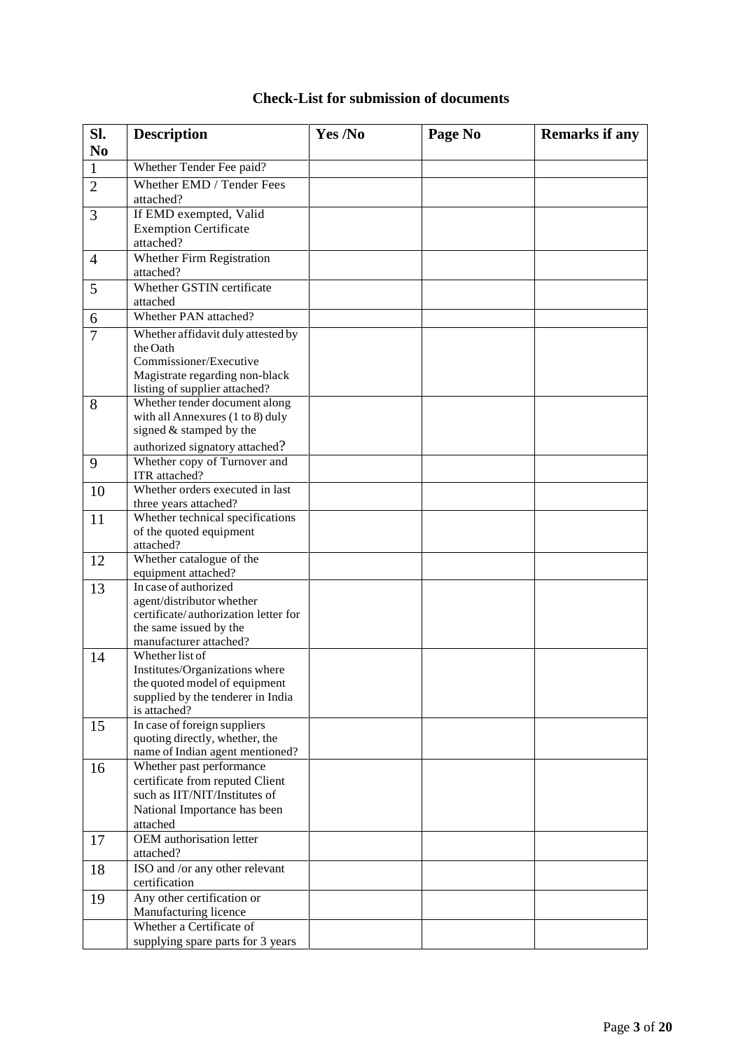## Check-List for submission of documents

| Sl. No | Description | Yes /No | Page No | Remarks if any |
|---|---|---|---|---|
| 1 | Whether Tender Fee paid? | | | |
| 2 | Whether EMD / Tender Fees attached? | | | |
| 3 | If EMD exempted, Valid Exemption Certificate attached? | | | |
| 4 | Whether Firm Registration attached? | | | |
| 5 | Whether GSTIN certificate attached | | | |
| 6 | Whether PAN attached? | | | |
| 7 | Whether affidavit duly attested by the Oath Commissioner/Executive Magistrate regarding non-black listing of supplier attached? | | | |
| 8 | Whether tender document along with all Annexures (1 to 8) duly signed & stamped by the authorized signatory attached? | | | |
| 9 | Whether copy of Turnover and ITR attached? | | | |
| 10 | Whether orders executed in last three years attached? | | | |
| 11 | Whether technical specifications of the quoted equipment attached? | | | |
| 12 | Whether catalogue of the equipment attached? | | | |
| 13 | In case of authorized agent/distributor whether certificate/ authorization letter for the same issued by the manufacturer attached? | | | |
| 14 | Whether list of Institutes/Organizations where the quoted model of equipment supplied by the tenderer in India is attached? | | | |
| 15 | In case of foreign suppliers quoting directly, whether, the name of Indian agent mentioned? | | | |
| 16 | Whether past performance certificate from reputed Client such as IIT/NIT/Institutes of National Importance has been attached | | | |
| 17 | OEM authorisation letter attached? | | | |
| 18 | ISO and /or any other relevant certification | | | |
| 19 | Any other certification or Manufacturing licence | | | |
| | Whether a Certificate of supplying spare parts for 3 years | | | |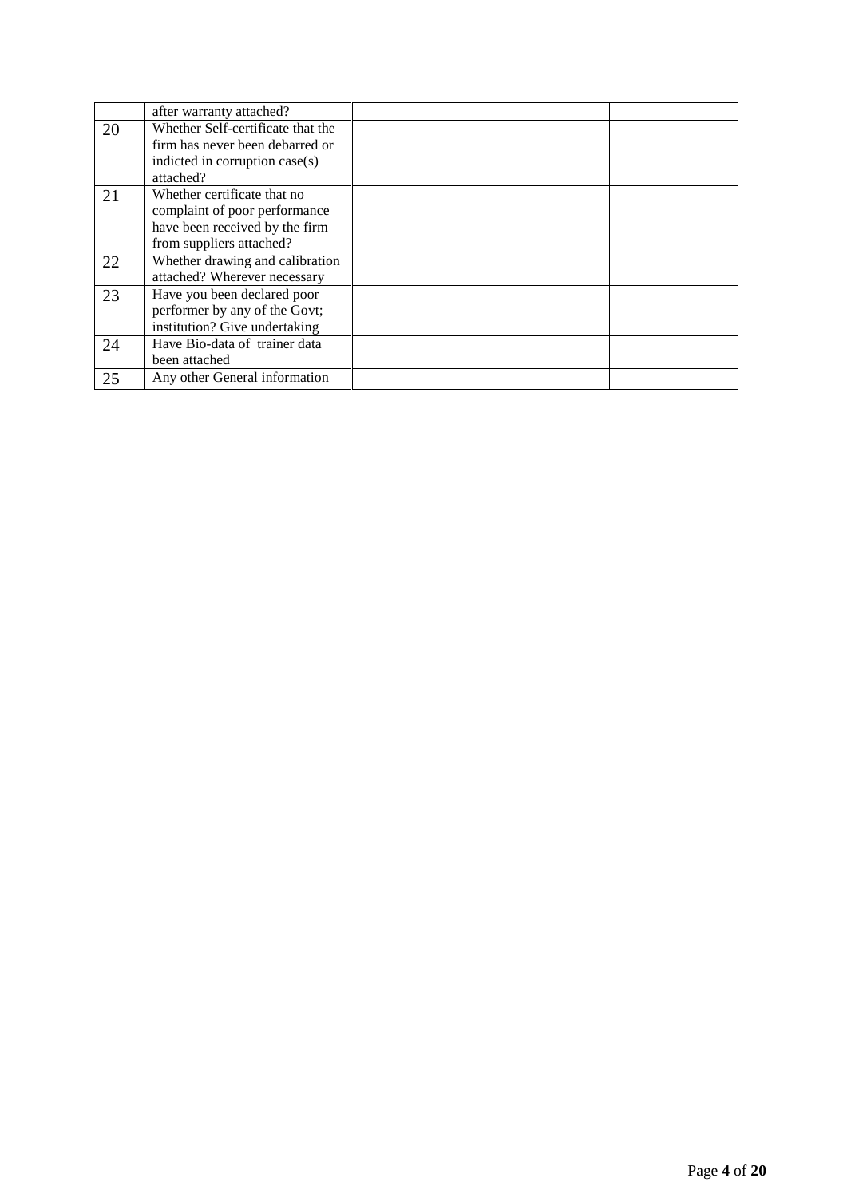| | | | | |
|---|---|---|---|---|
| | after warranty attached? | | | |
| 20 | Whether Self-certificate that the firm has never been debarred or indicted in corruption case(s) attached? | | | |
| 21 | Whether certificate that no complaint of poor performance have been received by the firm from suppliers attached? | | | |
| 22 | Whether drawing and calibration attached? Wherever necessary | | | |
| 23 | Have you been declared poor performer by any of the Govt; institution? Give undertaking | | | |
| 24 | Have Bio-data of trainer data been attached | | | |
| 25 | Any other General information | | | |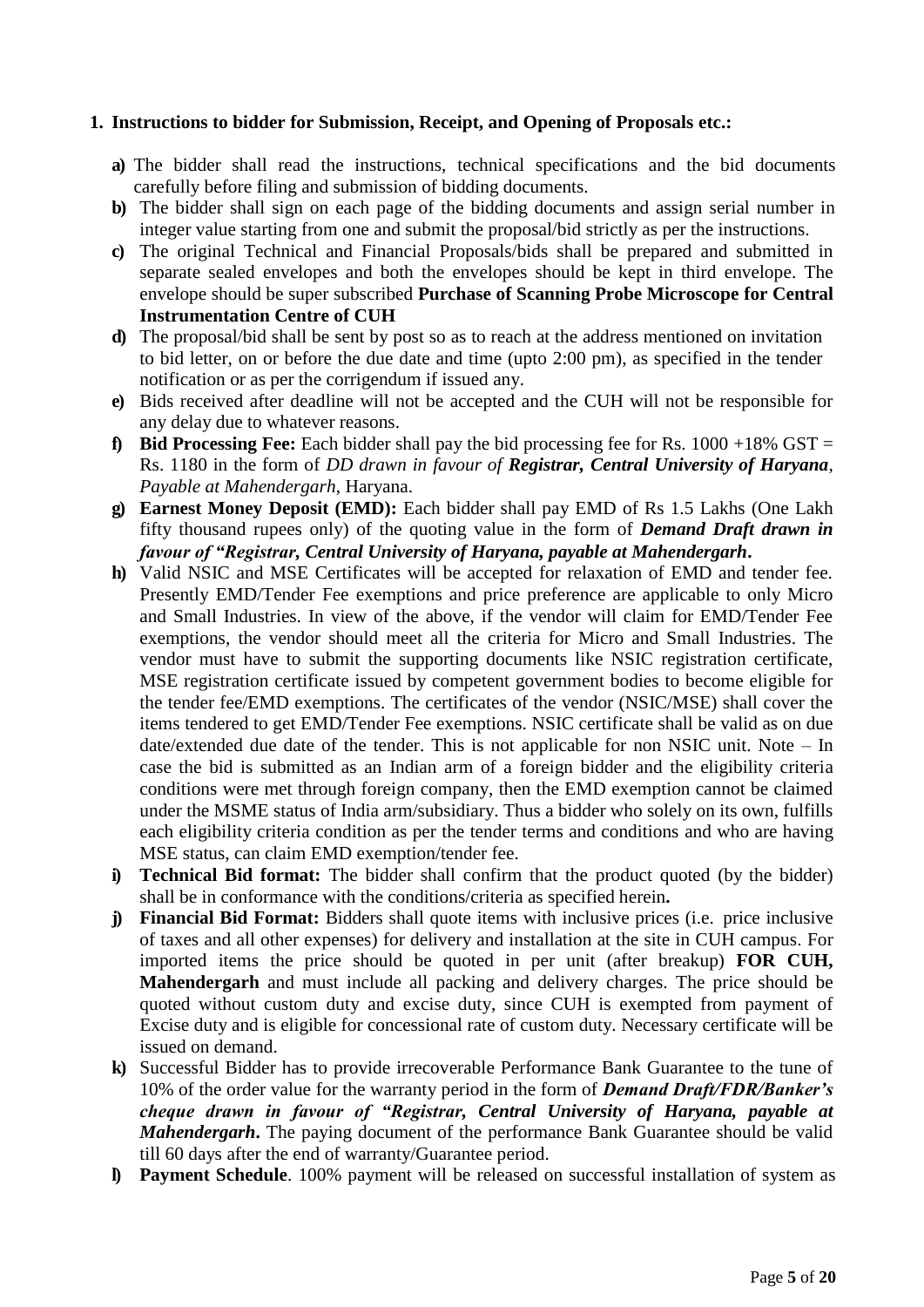## 1. Instructions to bidder for Submission, Receipt, and Opening of Proposals etc.:

- **a)** The bidder shall read the instructions, technical specifications and the bid documents carefully before filing and submission of bidding documents.
- **b)** The bidder shall sign on each page of the bidding documents and assign serial number in integer value starting from one and submit the proposal/bid strictly as per the instructions.
- **c)** The original Technical and Financial Proposals/bids shall be prepared and submitted in separate sealed envelopes and both the envelopes should be kept in third envelope. The envelope should be super subscribed **Purchase of Scanning Probe Microscope for Central Instrumentation Centre of CUH**
- **d)** The proposal/bid shall be sent by post so as to reach at the address mentioned on invitation to bid letter, on or before the due date and time (upto 2:00 pm), as specified in the tender notification or as per the corrigendum if issued any.
- **e)** Bids received after deadline will not be accepted and the CUH will not be responsible for any delay due to whatever reasons.
- **f)** **Bid Processing Fee:** Each bidder shall pay the bid processing fee for Rs. 1000 +18% GST = Rs. 1180 in the form of *DD drawn in favour of **Registrar, Central University of Haryana**, Payable at Mahendergarh*, Haryana.
- **g)** **Earnest Money Deposit (EMD):** Each bidder shall pay EMD of Rs 1.5 Lakhs (One Lakh fifty thousand rupees only) of the quoting value in the form of ***Demand Draft drawn in favour of "Registrar, Central University of Haryana, payable at Mahendergarh*.**
- **h)** Valid NSIC and MSE Certificates will be accepted for relaxation of EMD and tender fee. Presently EMD/Tender Fee exemptions and price preference are applicable to only Micro and Small Industries. In view of the above, if the vendor will claim for EMD/Tender Fee exemptions, the vendor should meet all the criteria for Micro and Small Industries. The vendor must have to submit the supporting documents like NSIC registration certificate, MSE registration certificate issued by competent government bodies to become eligible for the tender fee/EMD exemptions. The certificates of the vendor (NSIC/MSE) shall cover the items tendered to get EMD/Tender Fee exemptions. NSIC certificate shall be valid as on due date/extended due date of the tender. This is not applicable for non NSIC unit. Note – In case the bid is submitted as an Indian arm of a foreign bidder and the eligibility criteria conditions were met through foreign company, then the EMD exemption cannot be claimed under the MSME status of India arm/subsidiary. Thus a bidder who solely on its own, fulfills each eligibility criteria condition as per the tender terms and conditions and who are having MSE status, can claim EMD exemption/tender fee.
- **i)** **Technical Bid format:** The bidder shall confirm that the product quoted (by the bidder) shall be in conformance with the conditions/criteria as specified herein**.**
- **j)** **Financial Bid Format:** Bidders shall quote items with inclusive prices (i.e. price inclusive of taxes and all other expenses) for delivery and installation at the site in CUH campus. For imported items the price should be quoted in per unit (after breakup) **FOR CUH, Mahendergarh** and must include all packing and delivery charges. The price should be quoted without custom duty and excise duty, since CUH is exempted from payment of Excise duty and is eligible for concessional rate of custom duty. Necessary certificate will be issued on demand.
- **k)** Successful Bidder has to provide irrecoverable Performance Bank Guarantee to the tune of 10% of the order value for the warranty period in the form of ***Demand Draft/FDR/Banker's cheque drawn in favour of "Registrar, Central University of Haryana, payable at Mahendergarh*.** The paying document of the performance Bank Guarantee should be valid till 60 days after the end of warranty/Guarantee period.
- **l)** **Payment Schedule**. 100% payment will be released on successful installation of system as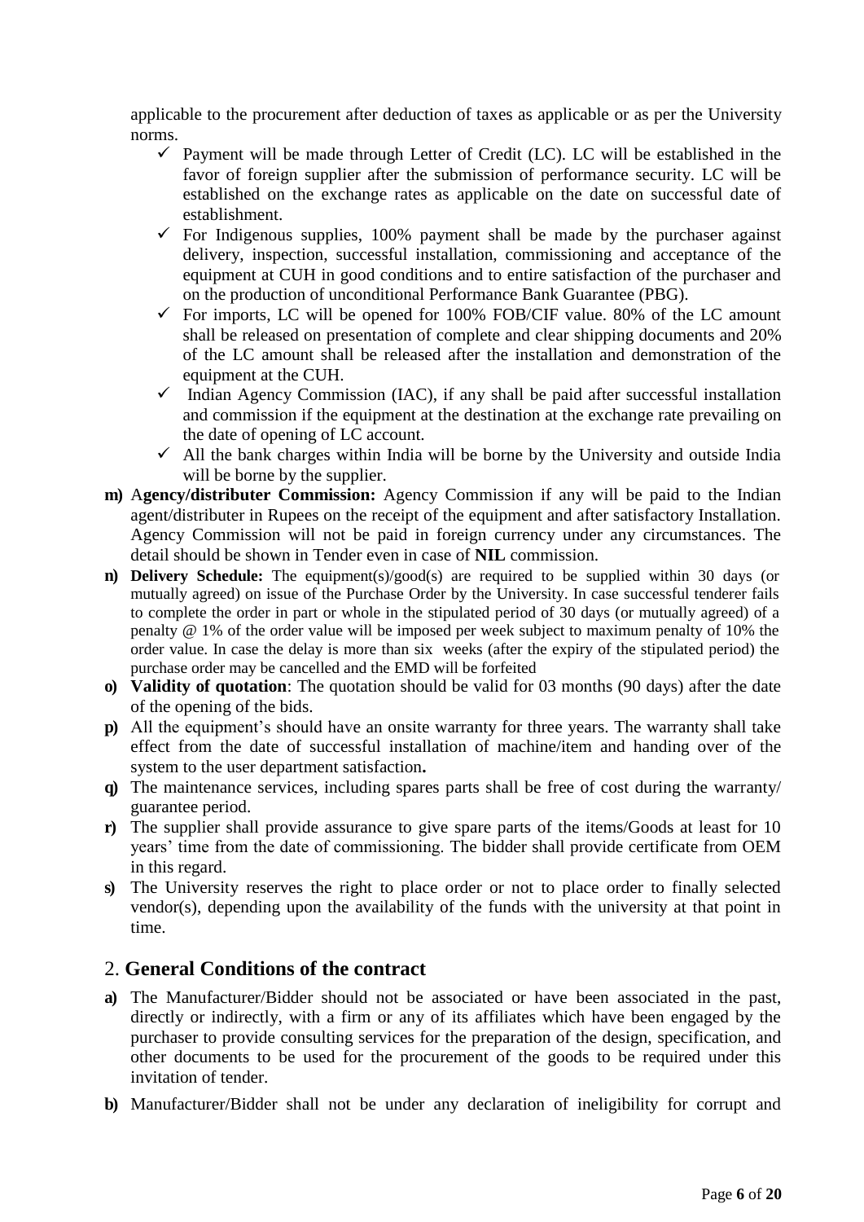applicable to the procurement after deduction of taxes as applicable or as per the University norms.

- ✓ Payment will be made through Letter of Credit (LC). LC will be established in the favor of foreign supplier after the submission of performance security. LC will be established on the exchange rates as applicable on the date on successful date of establishment.
- ✓ For Indigenous supplies, 100% payment shall be made by the purchaser against delivery, inspection, successful installation, commissioning and acceptance of the equipment at CUH in good conditions and to entire satisfaction of the purchaser and on the production of unconditional Performance Bank Guarantee (PBG).
- ✓ For imports, LC will be opened for 100% FOB/CIF value. 80% of the LC amount shall be released on presentation of complete and clear shipping documents and 20% of the LC amount shall be released after the installation and demonstration of the equipment at the CUH.
- ✓ Indian Agency Commission (IAC), if any shall be paid after successful installation and commission if the equipment at the destination at the exchange rate prevailing on the date of opening of LC account.
- ✓ All the bank charges within India will be borne by the University and outside India will be borne by the supplier.

**m)** A**gency/distributer Commission:** Agency Commission if any will be paid to the Indian agent/distributer in Rupees on the receipt of the equipment and after satisfactory Installation. Agency Commission will not be paid in foreign currency under any circumstances. The detail should be shown in Tender even in case of **NIL** commission.

**n)** **Delivery Schedule:** The equipment(s)/good(s) are required to be supplied within 30 days (or mutually agreed) on issue of the Purchase Order by the University. In case successful tenderer fails to complete the order in part or whole in the stipulated period of 30 days (or mutually agreed) of a penalty @ 1% of the order value will be imposed per week subject to maximum penalty of 10% the order value. In case the delay is more than six weeks (after the expiry of the stipulated period) the purchase order may be cancelled and the EMD will be forfeited

**o)** **Validity of quotation**: The quotation should be valid for 03 months (90 days) after the date of the opening of the bids.

**p)** All the equipment's should have an onsite warranty for three years. The warranty shall take effect from the date of successful installation of machine/item and handing over of the system to the user department satisfaction**.**

**q)** The maintenance services, including spares parts shall be free of cost during the warranty/ guarantee period.

**r)** The supplier shall provide assurance to give spare parts of the items/Goods at least for 10 years' time from the date of commissioning. The bidder shall provide certificate from OEM in this regard.

**s)** The University reserves the right to place order or not to place order to finally selected vendor(s), depending upon the availability of the funds with the university at that point in time.

## 2. **General Conditions of the contract**

**a)** The Manufacturer/Bidder should not be associated or have been associated in the past, directly or indirectly, with a firm or any of its affiliates which have been engaged by the purchaser to provide consulting services for the preparation of the design, specification, and other documents to be used for the procurement of the goods to be required under this invitation of tender.

**b)** Manufacturer/Bidder shall not be under any declaration of ineligibility for corrupt and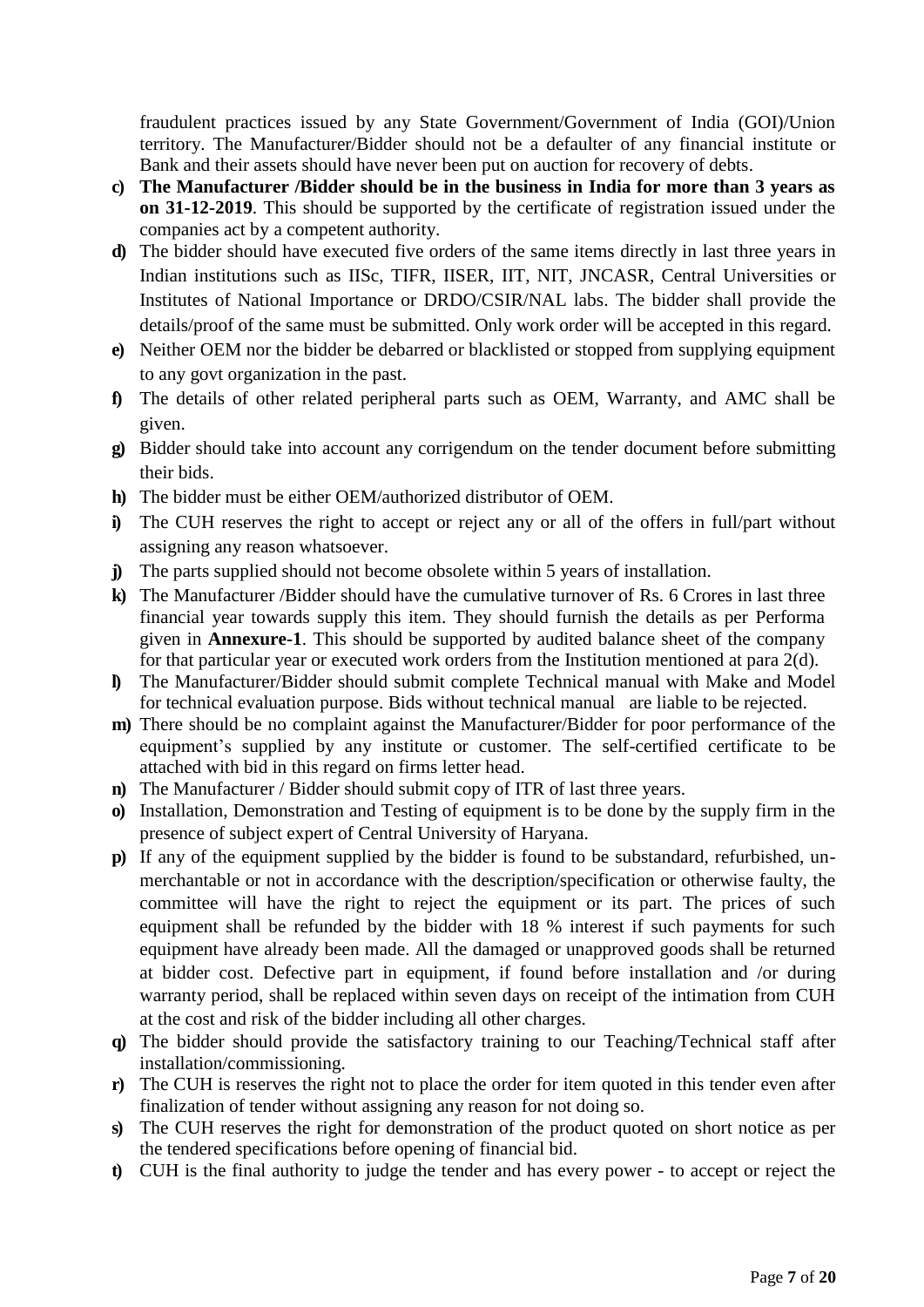fraudulent practices issued by any State Government/Government of India (GOI)/Union territory. The Manufacturer/Bidder should not be a defaulter of any financial institute or Bank and their assets should have never been put on auction for recovery of debts.

- **c)** **The Manufacturer /Bidder should be in the business in India for more than 3 years as on 31-12-2019**. This should be supported by the certificate of registration issued under the companies act by a competent authority.
- **d)** The bidder should have executed five orders of the same items directly in last three years in Indian institutions such as IISc, TIFR, IISER, IIT, NIT, JNCASR, Central Universities or Institutes of National Importance or DRDO/CSIR/NAL labs. The bidder shall provide the details/proof of the same must be submitted. Only work order will be accepted in this regard.
- **e)** Neither OEM nor the bidder be debarred or blacklisted or stopped from supplying equipment to any govt organization in the past.
- **f)** The details of other related peripheral parts such as OEM, Warranty, and AMC shall be given.
- **g)** Bidder should take into account any corrigendum on the tender document before submitting their bids.
- **h)** The bidder must be either OEM/authorized distributor of OEM.
- **i)** The CUH reserves the right to accept or reject any or all of the offers in full/part without assigning any reason whatsoever.
- **j)** The parts supplied should not become obsolete within 5 years of installation.
- **k)** The Manufacturer /Bidder should have the cumulative turnover of Rs. 6 Crores in last three financial year towards supply this item. They should furnish the details as per Performa given in **Annexure-1**. This should be supported by audited balance sheet of the company for that particular year or executed work orders from the Institution mentioned at para 2(d).
- **l)** The Manufacturer/Bidder should submit complete Technical manual with Make and Model for technical evaluation purpose. Bids without technical manual are liable to be rejected.
- **m)** There should be no complaint against the Manufacturer/Bidder for poor performance of the equipment's supplied by any institute or customer. The self-certified certificate to be attached with bid in this regard on firms letter head.
- **n)** The Manufacturer / Bidder should submit copy of ITR of last three years.
- **o)** Installation, Demonstration and Testing of equipment is to be done by the supply firm in the presence of subject expert of Central University of Haryana.
- **p)** If any of the equipment supplied by the bidder is found to be substandard, refurbished, un-merchantable or not in accordance with the description/specification or otherwise faulty, the committee will have the right to reject the equipment or its part. The prices of such equipment shall be refunded by the bidder with 18 % interest if such payments for such equipment have already been made. All the damaged or unapproved goods shall be returned at bidder cost. Defective part in equipment, if found before installation and /or during warranty period, shall be replaced within seven days on receipt of the intimation from CUH at the cost and risk of the bidder including all other charges.
- **q)** The bidder should provide the satisfactory training to our Teaching/Technical staff after installation/commissioning.
- **r)** The CUH is reserves the right not to place the order for item quoted in this tender even after finalization of tender without assigning any reason for not doing so.
- **s)** The CUH reserves the right for demonstration of the product quoted on short notice as per the tendered specifications before opening of financial bid.
- **t)** CUH is the final authority to judge the tender and has every power - to accept or reject the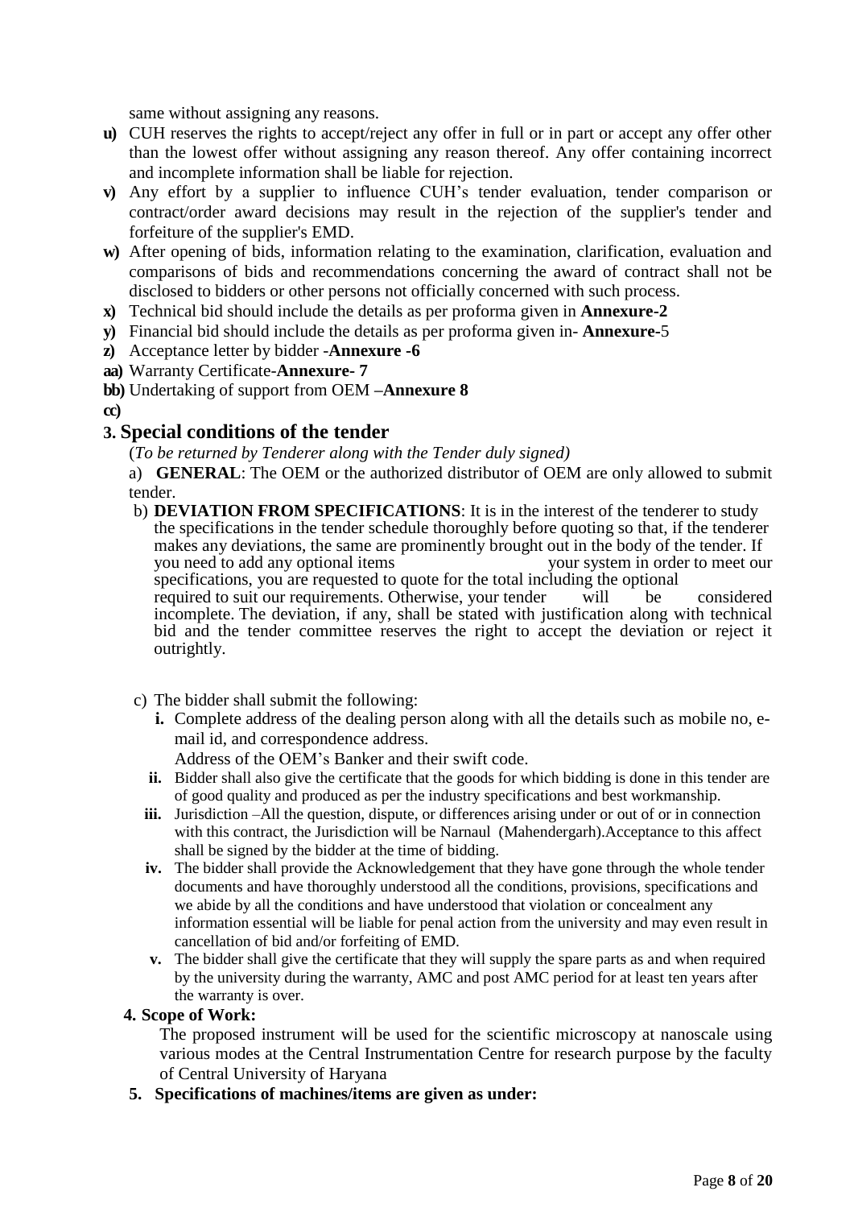same without assigning any reasons.

- **u)** CUH reserves the rights to accept/reject any offer in full or in part or accept any offer other than the lowest offer without assigning any reason thereof. Any offer containing incorrect and incomplete information shall be liable for rejection.
- **v)** Any effort by a supplier to influence CUH's tender evaluation, tender comparison or contract/order award decisions may result in the rejection of the supplier's tender and forfeiture of the supplier's EMD.
- **w)** After opening of bids, information relating to the examination, clarification, evaluation and comparisons of bids and recommendations concerning the award of contract shall not be disclosed to bidders or other persons not officially concerned with such process.
- **x)** Technical bid should include the details as per proforma given in **Annexure-2**
- **y)** Financial bid should include the details as per proforma given in- **Annexure-**5
- **z)** Acceptance letter by bidder -**Annexure -6**
- **aa)** Warranty Certificate-**Annexure- 7**
- **bb)** Undertaking of support from OEM –**Annexure 8**
- **cc)**

## 3. Special conditions of the tender

(*To be returned by Tenderer along with the Tender duly signed)*

a) **GENERAL**: The OEM or the authorized distributor of OEM are only allowed to submit tender.

b) **DEVIATION FROM SPECIFICATIONS**: It is in the interest of the tenderer to study the specifications in the tender schedule thoroughly before quoting so that, if the tenderer makes any deviations, the same are prominently brought out in the body of the tender. If you need to add any optional items your system in order to meet our specifications, you are requested to quote for the total including the optional required to suit our requirements. Otherwise, your tender will be considered incomplete. The deviation, if any, shall be stated with justification along with technical bid and the tender committee reserves the right to accept the deviation or reject it outrightly.

c) The bidder shall submit the following:

- **i.** Complete address of the dealing person along with all the details such as mobile no, e-mail id, and correspondence address.
  Address of the OEM's Banker and their swift code.
- **ii.** Bidder shall also give the certificate that the goods for which bidding is done in this tender are of good quality and produced as per the industry specifications and best workmanship.
- **iii.** Jurisdiction –All the question, dispute, or differences arising under or out of or in connection with this contract, the Jurisdiction will be Narnaul (Mahendergarh).Acceptance to this affect shall be signed by the bidder at the time of bidding.
- **iv.** The bidder shall provide the Acknowledgement that they have gone through the whole tender documents and have thoroughly understood all the conditions, provisions, specifications and we abide by all the conditions and have understood that violation or concealment any information essential will be liable for penal action from the university and may even result in cancellation of bid and/or forfeiting of EMD.
- **v.** The bidder shall give the certificate that they will supply the spare parts as and when required by the university during the warranty, AMC and post AMC period for at least ten years after the warranty is over.

### 4. Scope of Work:

The proposed instrument will be used for the scientific microscopy at nanoscale using various modes at the Central Instrumentation Centre for research purpose by the faculty of Central University of Haryana

### 5. Specifications of machines/items are given as under: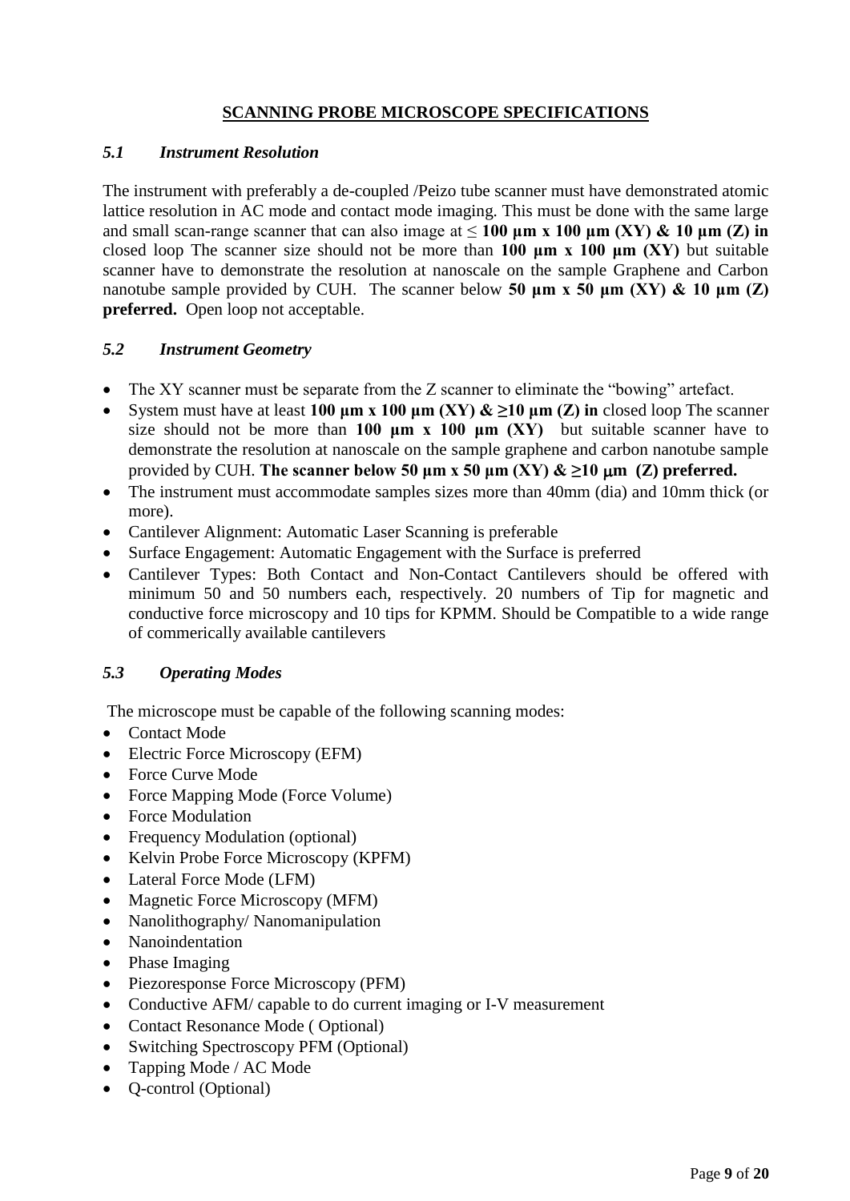## SCANNING PROBE MICROSCOPE SPECIFICATIONS

### *5.1 Instrument Resolution*

The instrument with preferably a de-coupled /Peizo tube scanner must have demonstrated atomic lattice resolution in AC mode and contact mode imaging. This must be done with the same large and small scan-range scanner that can also image at ≤ **100 µm x 100 µm (XY) & 10 µm (Z) in** closed loop The scanner size should not be more than **100 µm x 100 µm (XY)** but suitable scanner have to demonstrate the resolution at nanoscale on the sample Graphene and Carbon nanotube sample provided by CUH. The scanner below **50 µm x 50 µm (XY) & 10 µm (Z) preferred.** Open loop not acceptable.

### *5.2 Instrument Geometry*

- The XY scanner must be separate from the Z scanner to eliminate the "bowing" artefact.
- System must have at least **100 µm x 100 µm (XY) & ≥10 µm (Z) in** closed loop The scanner size should not be more than **100 µm x 100 µm (XY)** but suitable scanner have to demonstrate the resolution at nanoscale on the sample graphene and carbon nanotube sample provided by CUH. **The scanner below 50 µm x 50 µm (XY) & ≥10 µm (Z) preferred.**
- The instrument must accommodate samples sizes more than 40mm (dia) and 10mm thick (or more).
- Cantilever Alignment: Automatic Laser Scanning is preferable
- Surface Engagement: Automatic Engagement with the Surface is preferred
- Cantilever Types: Both Contact and Non-Contact Cantilevers should be offered with minimum 50 and 50 numbers each, respectively. 20 numbers of Tip for magnetic and conductive force microscopy and 10 tips for KPMM. Should be Compatible to a wide range of commerically available cantilevers

### *5.3 Operating Modes*

The microscope must be capable of the following scanning modes:

- Contact Mode
- Electric Force Microscopy (EFM)
- Force Curve Mode
- Force Mapping Mode (Force Volume)
- Force Modulation
- Frequency Modulation (optional)
- Kelvin Probe Force Microscopy (KPFM)
- Lateral Force Mode (LFM)
- Magnetic Force Microscopy (MFM)
- Nanolithography/ Nanomanipulation
- Nanoindentation
- Phase Imaging
- Piezoresponse Force Microscopy (PFM)
- Conductive AFM/ capable to do current imaging or I-V measurement
- Contact Resonance Mode ( Optional)
- Switching Spectroscopy PFM (Optional)
- Tapping Mode / AC Mode
- Q-control (Optional)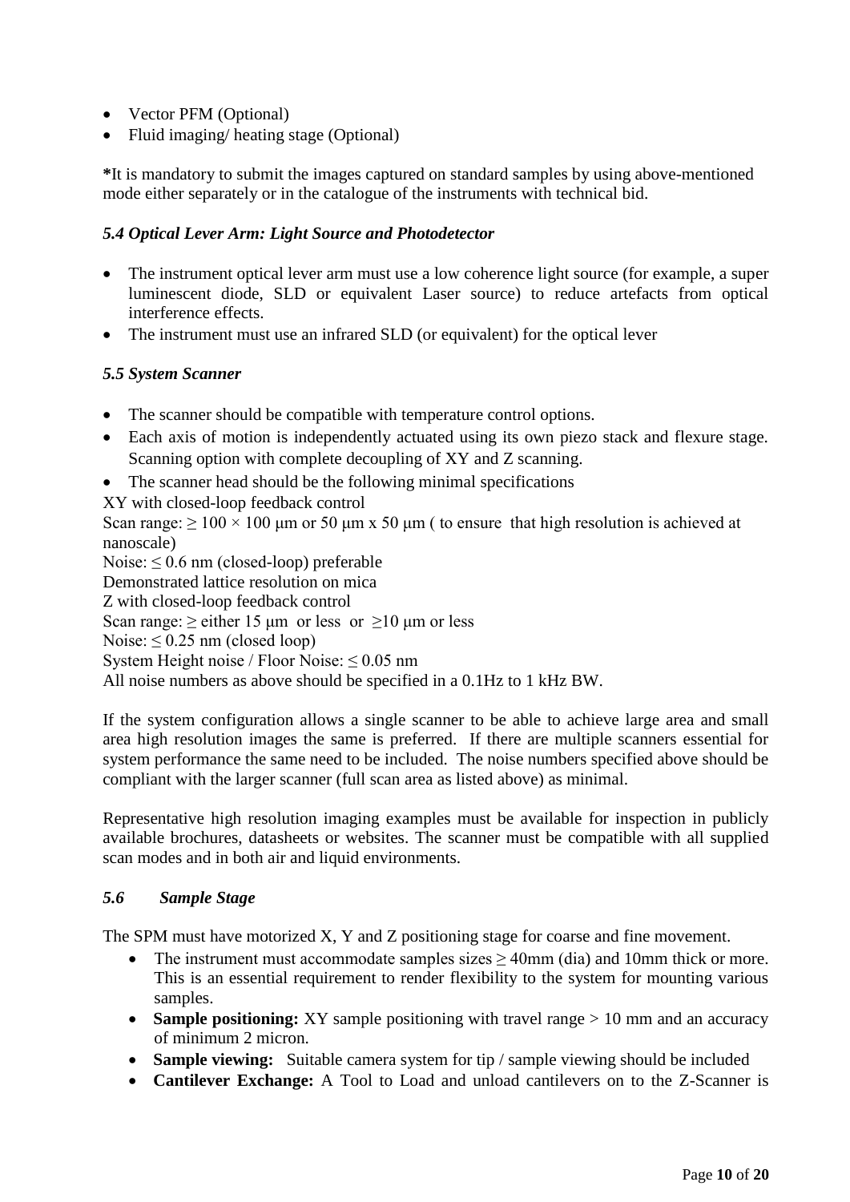- Vector PFM (Optional)
- Fluid imaging/ heating stage (Optional)

***It is mandatory to submit the images captured on standard samples by using above-mentioned mode either separately or in the catalogue of the instruments with technical bid.**

### *5.4 Optical Lever Arm: Light Source and Photodetector*

- The instrument optical lever arm must use a low coherence light source (for example, a super luminescent diode, SLD or equivalent Laser source) to reduce artefacts from optical interference effects.
- The instrument must use an infrared SLD (or equivalent) for the optical lever

### *5.5 System Scanner*

- The scanner should be compatible with temperature control options.
- Each axis of motion is independently actuated using its own piezo stack and flexure stage. Scanning option with complete decoupling of XY and Z scanning.
- The scanner head should be the following minimal specifications

XY with closed-loop feedback control
Scan range: $\geq 100 \times 100$ μm or 50 μm x 50 μm ( to ensure that high resolution is achieved at nanoscale)
Noise: $\leq 0.6$ nm (closed-loop) preferable
Demonstrated lattice resolution on mica
Z with closed-loop feedback control
Scan range: $\geq$ either 15 μm or less or $\geq$10 μm or less
Noise: $\leq 0.25$ nm (closed loop)
System Height noise / Floor Noise: $\leq 0.05$ nm
All noise numbers as above should be specified in a 0.1Hz to 1 kHz BW.

If the system configuration allows a single scanner to be able to achieve large area and small area high resolution images the same is preferred. If there are multiple scanners essential for system performance the same need to be included. The noise numbers specified above should be compliant with the larger scanner (full scan area as listed above) as minimal.

Representative high resolution imaging examples must be available for inspection in publicly available brochures, datasheets or websites. The scanner must be compatible with all supplied scan modes and in both air and liquid environments.

### *5.6 Sample Stage*

The SPM must have motorized X, Y and Z positioning stage for coarse and fine movement.

- The instrument must accommodate samples sizes $\geq$ 40mm (dia) and 10mm thick or more. This is an essential requirement to render flexibility to the system for mounting various samples.
- **Sample positioning:** XY sample positioning with travel range > 10 mm and an accuracy of minimum 2 micron.
- **Sample viewing:** Suitable camera system for tip / sample viewing should be included
- **Cantilever Exchange:** A Tool to Load and unload cantilevers on to the Z-Scanner is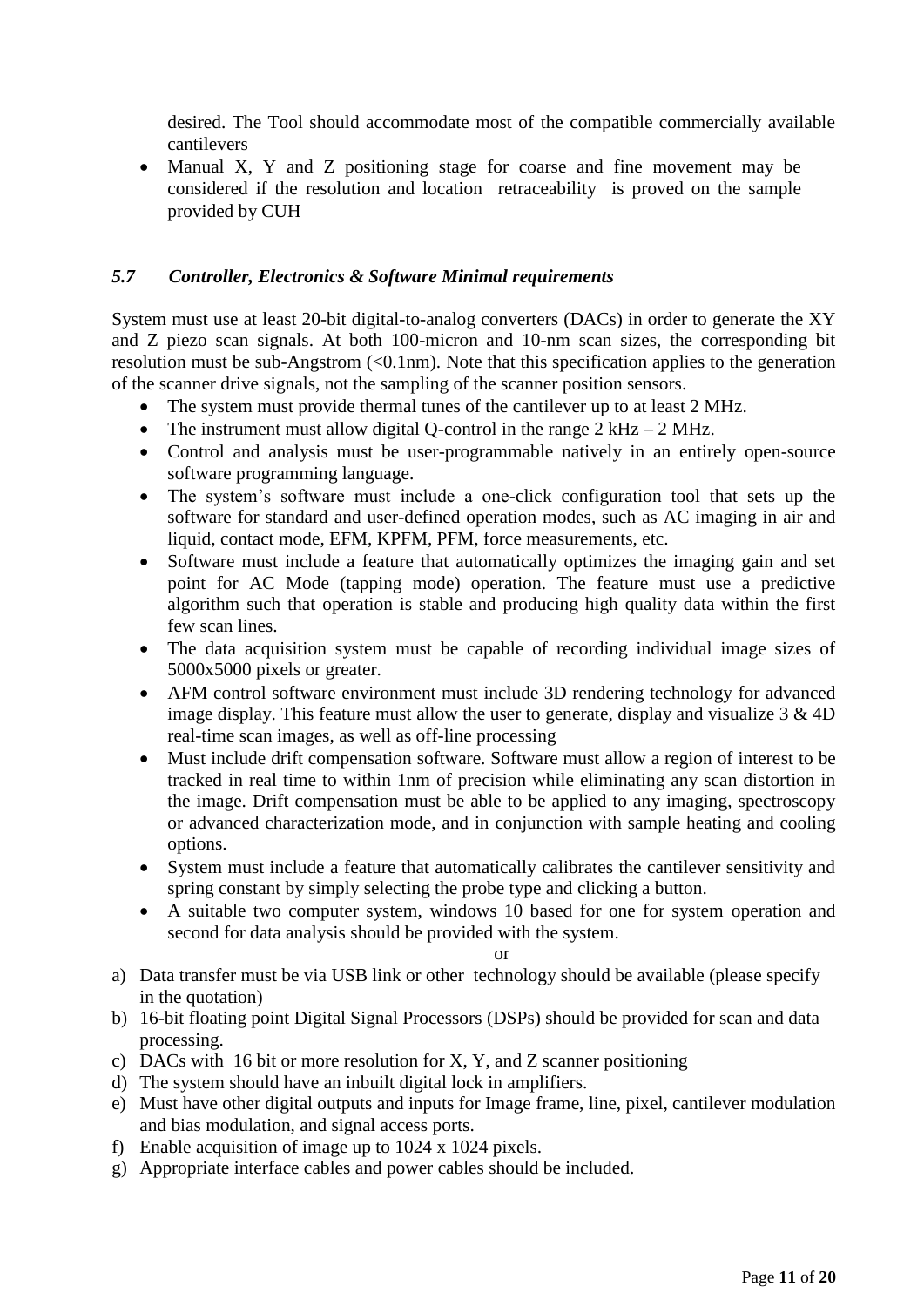desired. The Tool should accommodate most of the compatible commercially available cantilevers

- Manual X, Y and Z positioning stage for coarse and fine movement may be considered if the resolution and location retraceability is proved on the sample provided by CUH

### *5.7 Controller, Electronics & Software Minimal requirements*

System must use at least 20-bit digital-to-analog converters (DACs) in order to generate the XY and Z piezo scan signals. At both 100-micron and 10-nm scan sizes, the corresponding bit resolution must be sub-Angstrom (<0.1nm). Note that this specification applies to the generation of the scanner drive signals, not the sampling of the scanner position sensors.

- The system must provide thermal tunes of the cantilever up to at least 2 MHz.
- The instrument must allow digital Q-control in the range 2 kHz – 2 MHz.
- Control and analysis must be user-programmable natively in an entirely open-source software programming language.
- The system's software must include a one-click configuration tool that sets up the software for standard and user-defined operation modes, such as AC imaging in air and liquid, contact mode, EFM, KPFM, PFM, force measurements, etc.
- Software must include a feature that automatically optimizes the imaging gain and set point for AC Mode (tapping mode) operation. The feature must use a predictive algorithm such that operation is stable and producing high quality data within the first few scan lines.
- The data acquisition system must be capable of recording individual image sizes of 5000x5000 pixels or greater.
- AFM control software environment must include 3D rendering technology for advanced image display. This feature must allow the user to generate, display and visualize 3 & 4D real-time scan images, as well as off-line processing
- Must include drift compensation software. Software must allow a region of interest to be tracked in real time to within 1nm of precision while eliminating any scan distortion in the image. Drift compensation must be able to be applied to any imaging, spectroscopy or advanced characterization mode, and in conjunction with sample heating and cooling options.
- System must include a feature that automatically calibrates the cantilever sensitivity and spring constant by simply selecting the probe type and clicking a button.
- A suitable two computer system, windows 10 based for one for system operation and second for data analysis should be provided with the system.

or

a) Data transfer must be via USB link or other technology should be available (please specify in the quotation)
b) 16-bit floating point Digital Signal Processors (DSPs) should be provided for scan and data processing.
c) DACs with 16 bit or more resolution for X, Y, and Z scanner positioning
d) The system should have an inbuilt digital lock in amplifiers.
e) Must have other digital outputs and inputs for Image frame, line, pixel, cantilever modulation and bias modulation, and signal access ports.
f) Enable acquisition of image up to 1024 x 1024 pixels.
g) Appropriate interface cables and power cables should be included.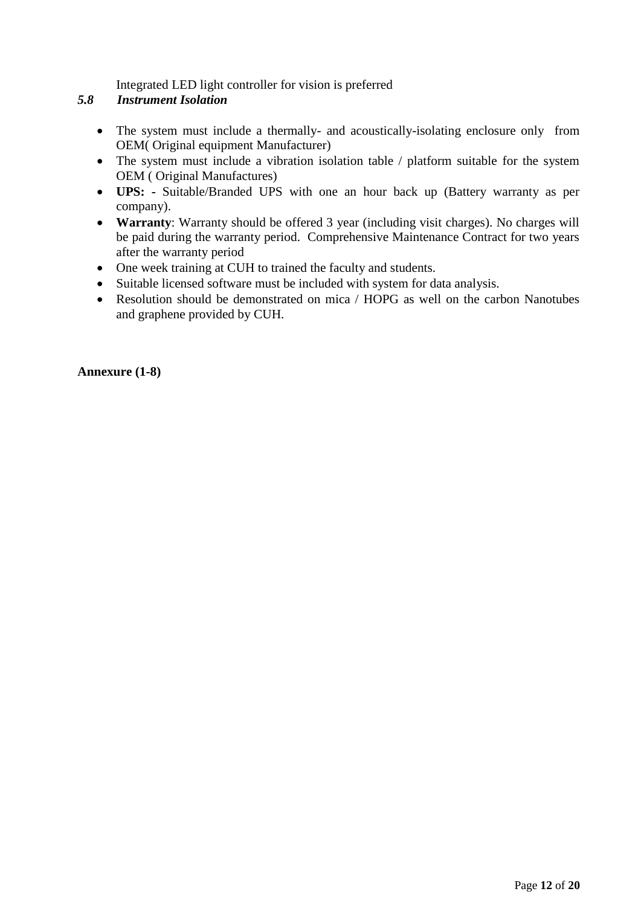Integrated LED light controller for vision is preferred

### *5.8 Instrument Isolation*

- The system must include a thermally- and acoustically-isolating enclosure only from OEM( Original equipment Manufacturer)
- The system must include a vibration isolation table / platform suitable for the system OEM ( Original Manufactures)
- **UPS: -** Suitable/Branded UPS with one an hour back up (Battery warranty as per company).
- **Warranty**: Warranty should be offered 3 year (including visit charges). No charges will be paid during the warranty period. Comprehensive Maintenance Contract for two years after the warranty period
- One week training at CUH to trained the faculty and students.
- Suitable licensed software must be included with system for data analysis.
- Resolution should be demonstrated on mica / HOPG as well on the carbon Nanotubes and graphene provided by CUH.

**Annexure (1-8)**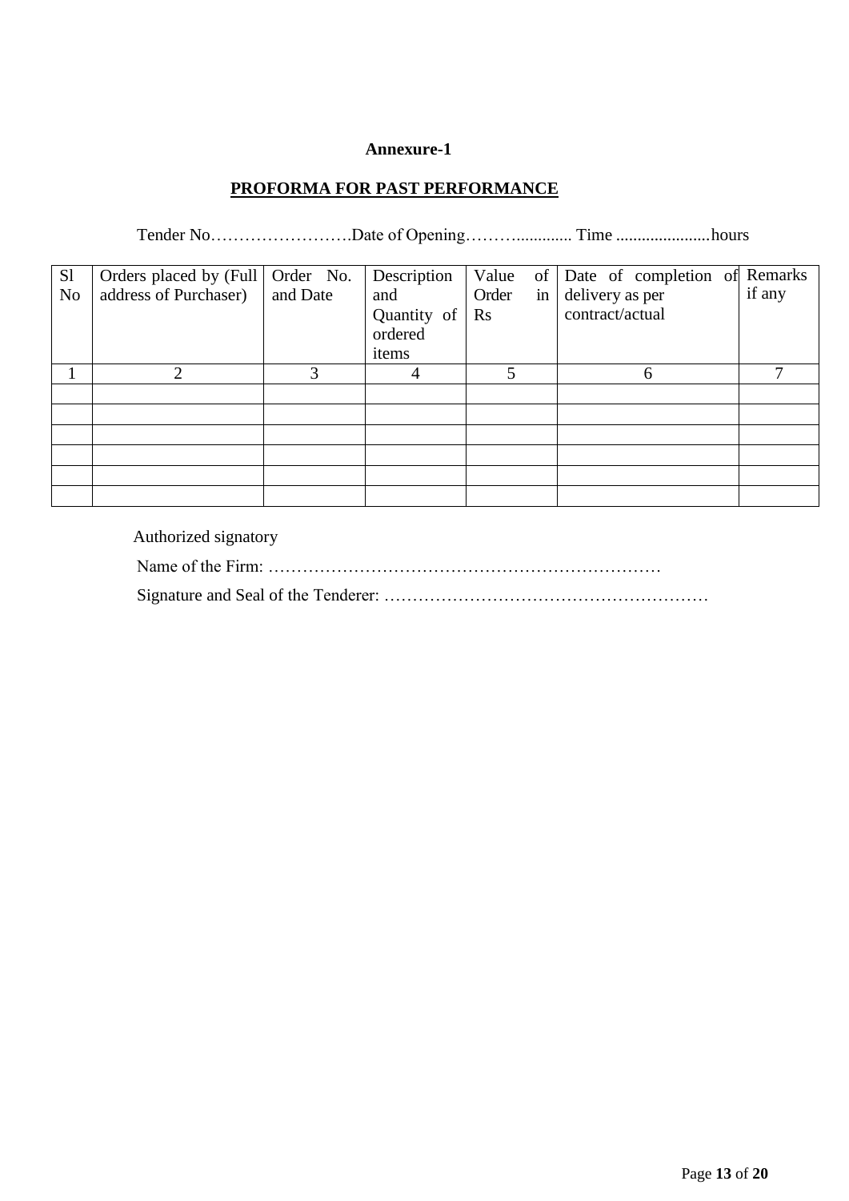**Annexure-1**

**PROFORMA FOR PAST PERFORMANCE**

Tender No…………………….Date of Opening………............ Time ......................hours

| Sl No | Orders placed by (Full address of Purchaser) | Order No. and Date | Description and Quantity of ordered items | Value of Order in Rs | Date of completion of delivery as per contract/actual | Remarks if any |
|---|---|---|---|---|---|---|
| 1 | 2 | 3 | 4 | 5 | 6 | 7 |
| | | | | | | |
| | | | | | | |
| | | | | | | |
| | | | | | | |
| | | | | | | |
| | | | | | | |

Authorized signatory

Name of the Firm: ……………………………………………………………

Signature and Seal of the Tenderer: …………………………………………………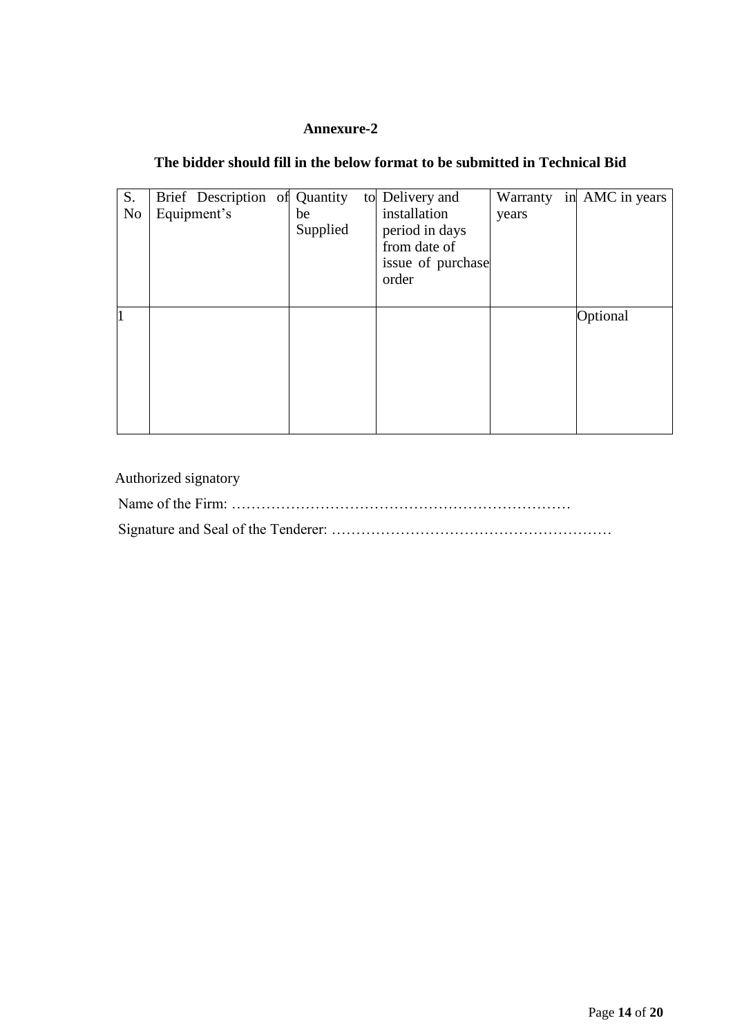**Annexure-2**

**The bidder should fill in the below format to be submitted in Technical Bid**

| S. No | Brief Description of Equipment's | Quantity to be Supplied | Delivery and installation period in days from date of issue of purchase order | Warranty in years | AMC in years |
|---|---|---|---|---|---|
| 1 | | | | | Optional |

Authorized signatory

Name of the Firm: ……………………………………………………………

Signature and Seal of the Tenderer: …………………………………………………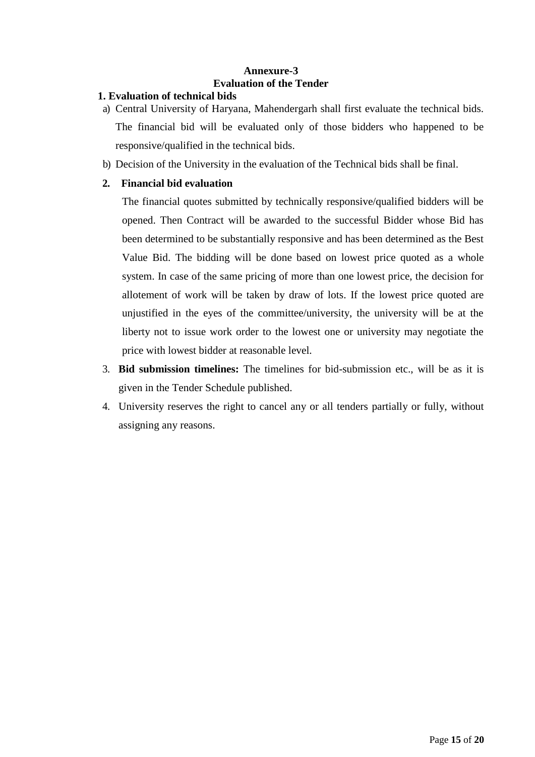**Annexure-3**

**Evaluation of the Tender**

**1. Evaluation of technical bids**

a) Central University of Haryana, Mahendergarh shall first evaluate the technical bids. The financial bid will be evaluated only of those bidders who happened to be responsive/qualified in the technical bids.

b) Decision of the University in the evaluation of the Technical bids shall be final.

**2. Financial bid evaluation**

The financial quotes submitted by technically responsive/qualified bidders will be opened. Then Contract will be awarded to the successful Bidder whose Bid has been determined to be substantially responsive and has been determined as the Best Value Bid. The bidding will be done based on lowest price quoted as a whole system. In case of the same pricing of more than one lowest price, the decision for allotement of work will be taken by draw of lots. If the lowest price quoted are unjustified in the eyes of the committee/university, the university will be at the liberty not to issue work order to the lowest one or university may negotiate the price with lowest bidder at reasonable level.

3. **Bid submission timelines:** The timelines for bid-submission etc., will be as it is given in the Tender Schedule published.

4. University reserves the right to cancel any or all tenders partially or fully, without assigning any reasons.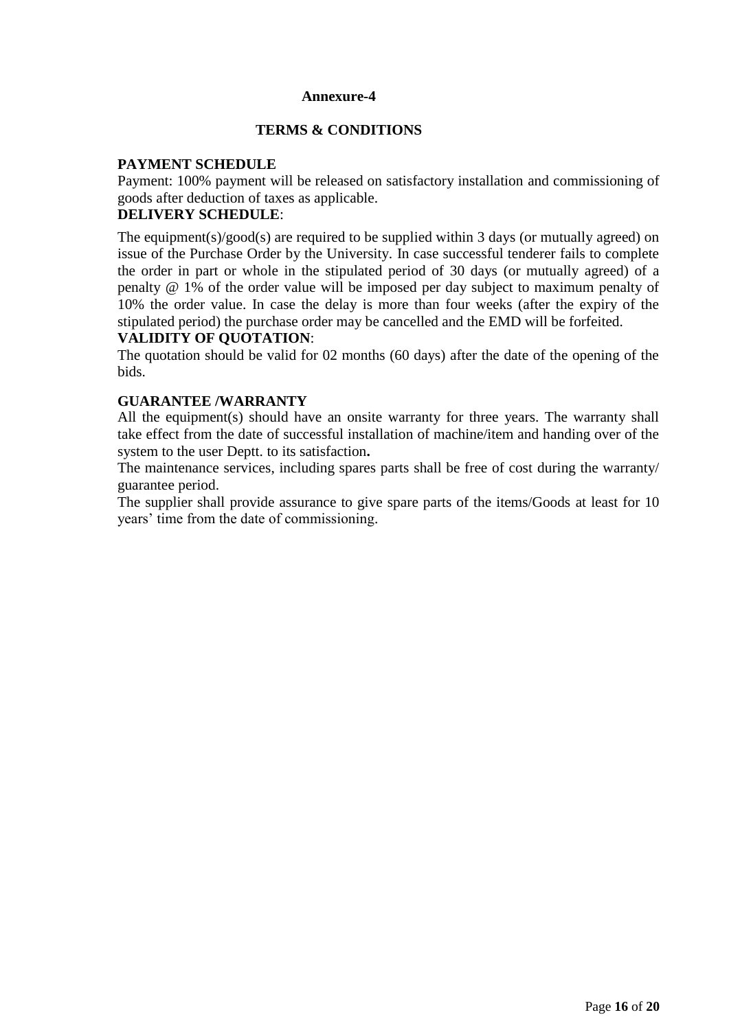# Annexure-4

## TERMS & CONDITIONS

**PAYMENT SCHEDULE**

Payment: 100% payment will be released on satisfactory installation and commissioning of goods after deduction of taxes as applicable.

**DELIVERY SCHEDULE**:

The equipment(s)/good(s) are required to be supplied within 3 days (or mutually agreed) on issue of the Purchase Order by the University. In case successful tenderer fails to complete the order in part or whole in the stipulated period of 30 days (or mutually agreed) of a penalty @ 1% of the order value will be imposed per day subject to maximum penalty of 10% the order value. In case the delay is more than four weeks (after the expiry of the stipulated period) the purchase order may be cancelled and the EMD will be forfeited.

**VALIDITY OF QUOTATION**:

The quotation should be valid for 02 months (60 days) after the date of the opening of the bids.

**GUARANTEE /WARRANTY**

All the equipment(s) should have an onsite warranty for three years. The warranty shall take effect from the date of successful installation of machine/item and handing over of the system to the user Deptt. to its satisfaction**.**

The maintenance services, including spares parts shall be free of cost during the warranty/ guarantee period.

The supplier shall provide assurance to give spare parts of the items/Goods at least for 10 years' time from the date of commissioning.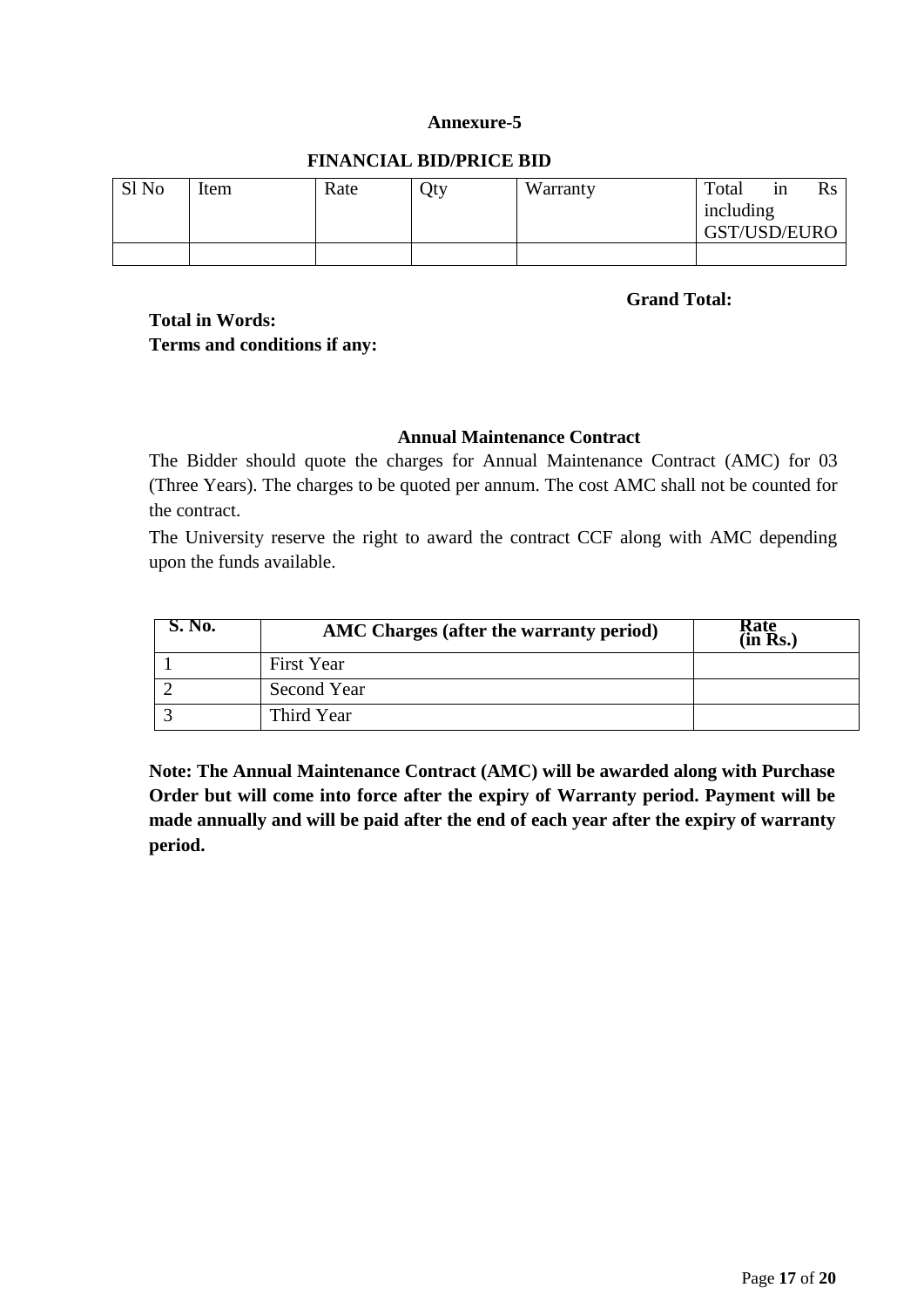**Annexure-5**

**FINANCIAL BID/PRICE BID**

| Sl No | Item | Rate | Qty | Warranty | Total in Rs including GST/USD/EURO |
|---|---|---|---|---|---|
| | | | | | |

**Grand Total:**

**Total in Words:**

**Terms and conditions if any:**

**Annual Maintenance Contract**

The Bidder should quote the charges for Annual Maintenance Contract (AMC) for 03 (Three Years). The charges to be quoted per annum. The cost AMC shall not be counted for the contract.

The University reserve the right to award the contract CCF along with AMC depending upon the funds available.

| S. No. | AMC Charges (after the warranty period) | Rate (in Rs.) |
|---|---|---|
| 1 | First Year | |
| 2 | Second Year | |
| 3 | Third Year | |

**Note: The Annual Maintenance Contract (AMC) will be awarded along with Purchase Order but will come into force after the expiry of Warranty period. Payment will be made annually and will be paid after the end of each year after the expiry of warranty period.**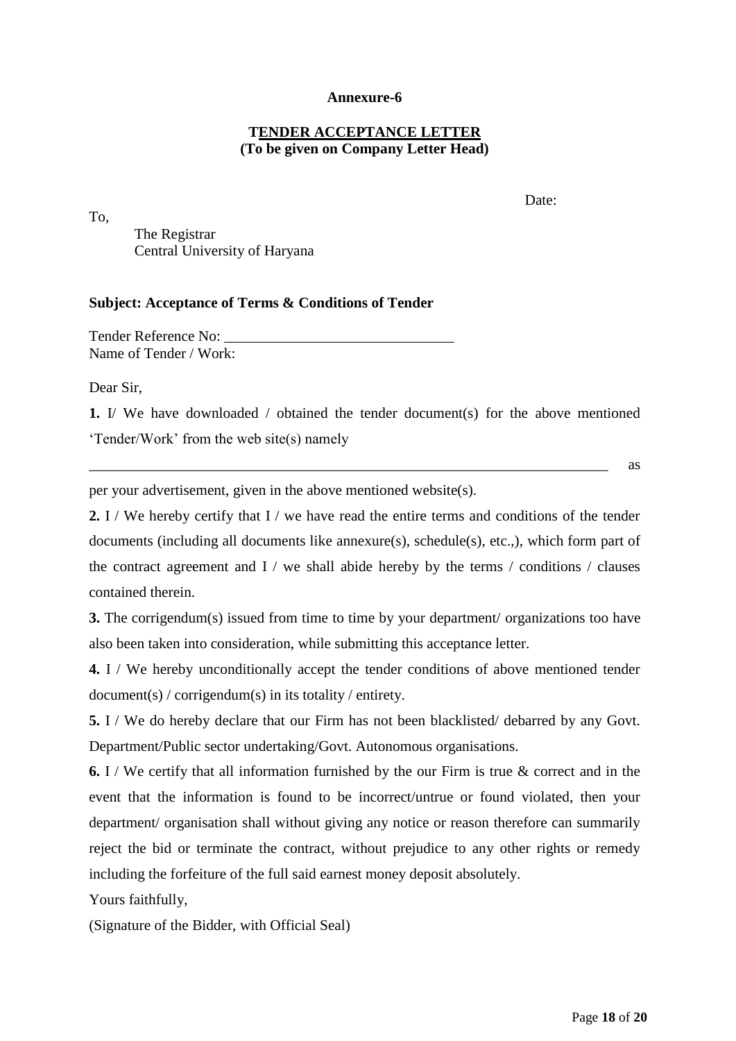**Annexure-6**

**TENDER ACCEPTANCE LETTER**
**(To be given on Company Letter Head)**

Date:

To,

The Registrar
Central University of Haryana

**Subject: Acceptance of Terms & Conditions of Tender**

Tender Reference No: ________________________________
Name of Tender / Work:

Dear Sir,

**1.** I/ We have downloaded / obtained the tender document(s) for the above mentioned 'Tender/Work' from the web site(s) namely ________________________________________________________________________ as per your advertisement, given in the above mentioned website(s).

**2.** I / We hereby certify that I / we have read the entire terms and conditions of the tender documents (including all documents like annexure(s), schedule(s), etc.,), which form part of the contract agreement and I / we shall abide hereby by the terms / conditions / clauses contained therein.

**3.** The corrigendum(s) issued from time to time by your department/ organizations too have also been taken into consideration, while submitting this acceptance letter.

**4.** I / We hereby unconditionally accept the tender conditions of above mentioned tender document(s) / corrigendum(s) in its totality / entirety.

**5.** I / We do hereby declare that our Firm has not been blacklisted/ debarred by any Govt. Department/Public sector undertaking/Govt. Autonomous organisations.

**6.** I / We certify that all information furnished by the our Firm is true & correct and in the event that the information is found to be incorrect/untrue or found violated, then your department/ organisation shall without giving any notice or reason therefore can summarily reject the bid or terminate the contract, without prejudice to any other rights or remedy including the forfeiture of the full said earnest money deposit absolutely.

Yours faithfully,

(Signature of the Bidder, with Official Seal)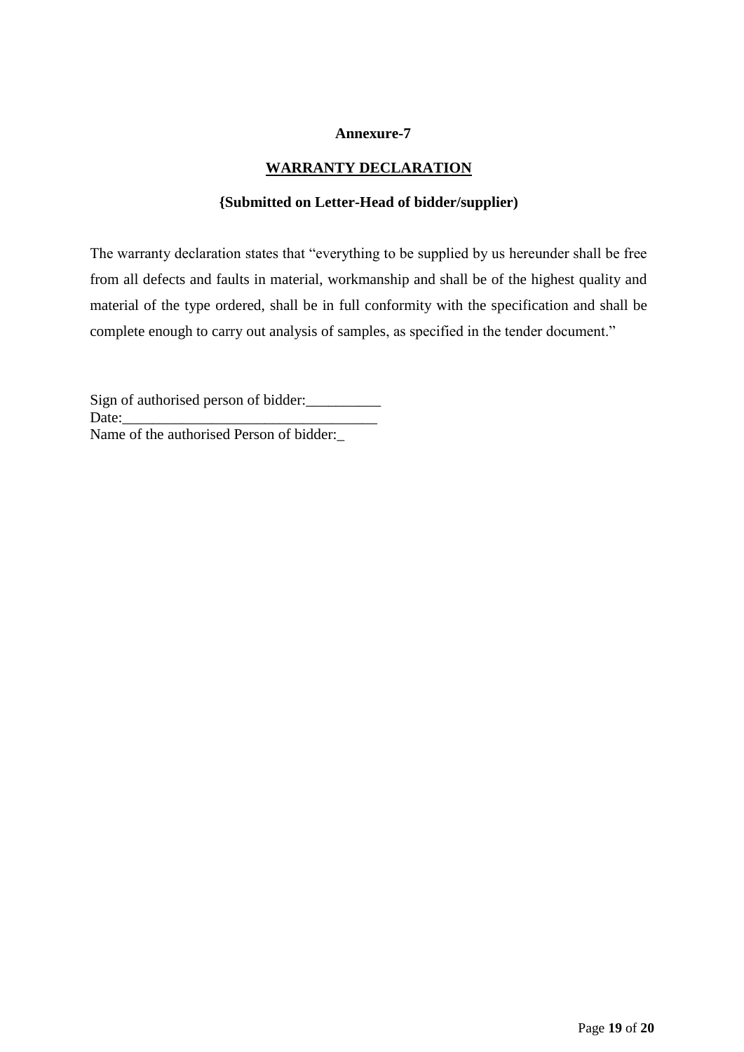**Annexure-7**

## WARRANTY DECLARATION

**{Submitted on Letter-Head of bidder/supplier)**

The warranty declaration states that "everything to be supplied by us hereunder shall be free from all defects and faults in material, workmanship and shall be of the highest quality and material of the type ordered, shall be in full conformity with the specification and shall be complete enough to carry out analysis of samples, as specified in the tender document."

Sign of authorised person of bidder:__________
Date:__________________________________
Name of the authorised Person of bidder:_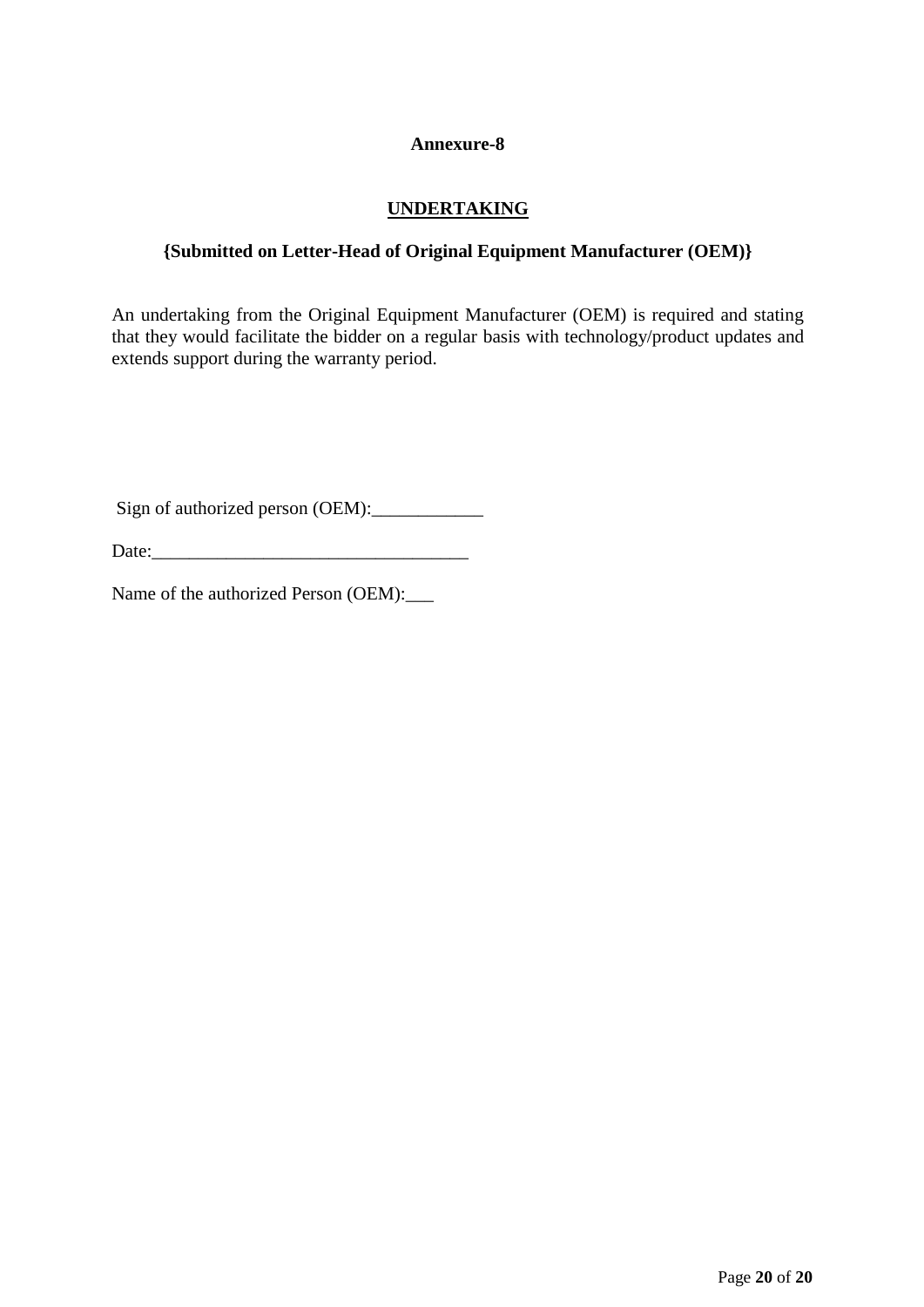**Annexure-8**

**UNDERTAKING**

**{Submitted on Letter-Head of Original Equipment Manufacturer (OEM)}**

An undertaking from the Original Equipment Manufacturer (OEM) is required and stating that they would facilitate the bidder on a regular basis with technology/product updates and extends support during the warranty period.

Sign of authorized person (OEM):____________

Date:__________________________________

Name of the authorized Person (OEM):___